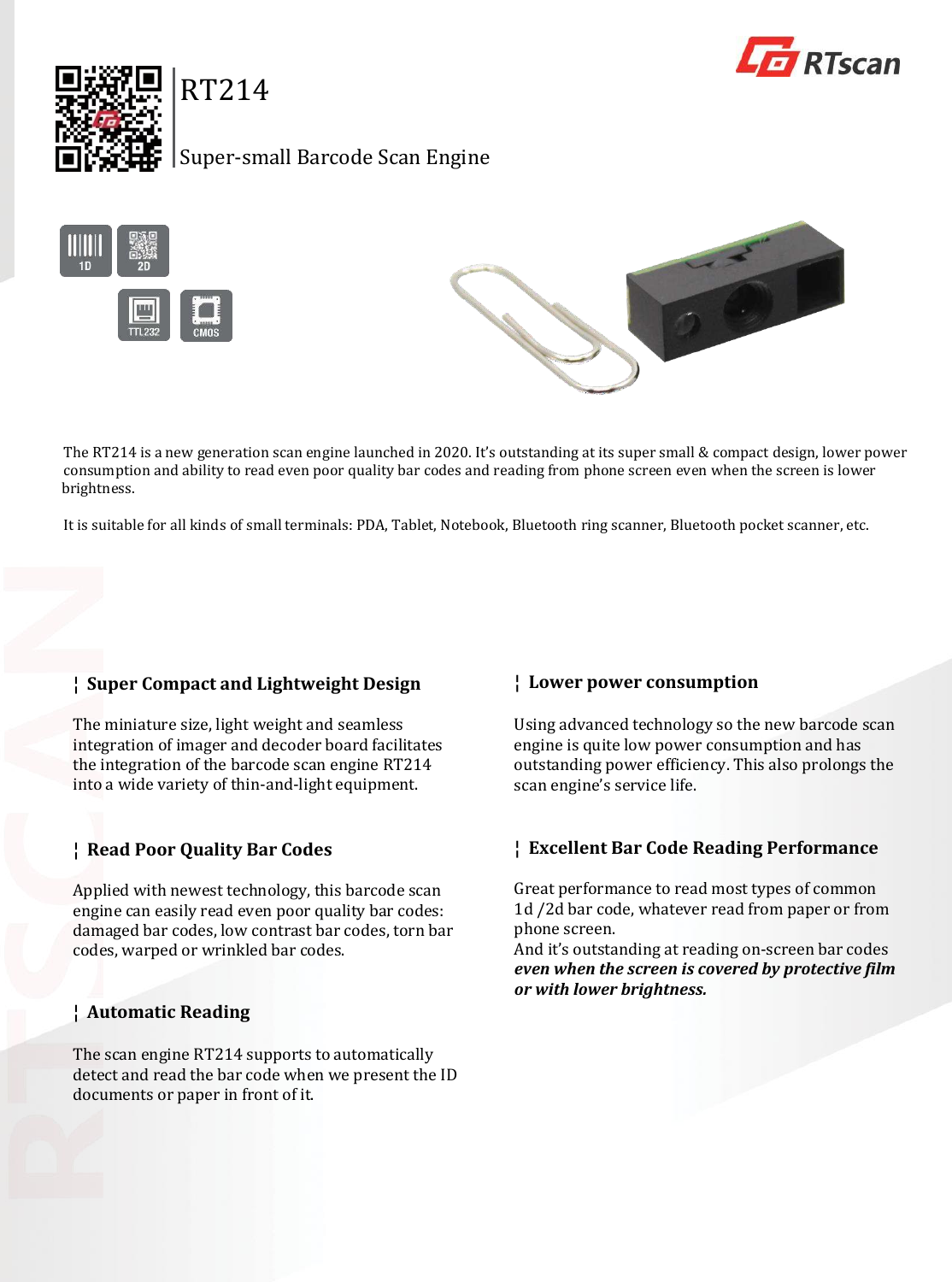# RT214

## Super-small Barcode Scan Engine

1D 2D TTL232 CMOS

The RT214 is a new generation scan engine launched in 2020. It's outstanding at its super small & compact design, lower power consumption and ability to read even poor quality bar codes and reading from phone screen even when the screen is lower brightness.

It is suitable for all kinds of small terminals: PDA, Tablet, Notebook, Bluetooth ring scanner, Bluetooth pocket scanner, etc.

### ¦ Super Compact and Lightweight Design

The miniature size, light weight and seamless integration of imager and decoder board facilitates the integration of the barcode scan engine RT214 into a wide variety of thin-and-light equipment.

### ¦ Read Poor Quality Bar Codes

Applied with newest technology, this barcode scan engine can easily read even poor quality bar codes: damaged bar codes, low contrast bar codes, torn bar codes, warped or wrinkled bar codes.

### ¦ Automatic Reading

The scan engine RT214 supports to automatically detect and read the bar code when we present the ID documents or paper in front of it.

### ¦ Lower power consumption

Using advanced technology so the new barcode scan engine is quite low power consumption and has outstanding power efficiency. This also prolongs the scan engine's service life.

### ¦ Excellent Bar Code Reading Performance

Great performance to read most types of common 1d /2d bar code, whatever read from paper or from phone screen.
And it's outstanding at reading on-screen bar codes ***even when the screen is covered by protective film or with lower brightness.***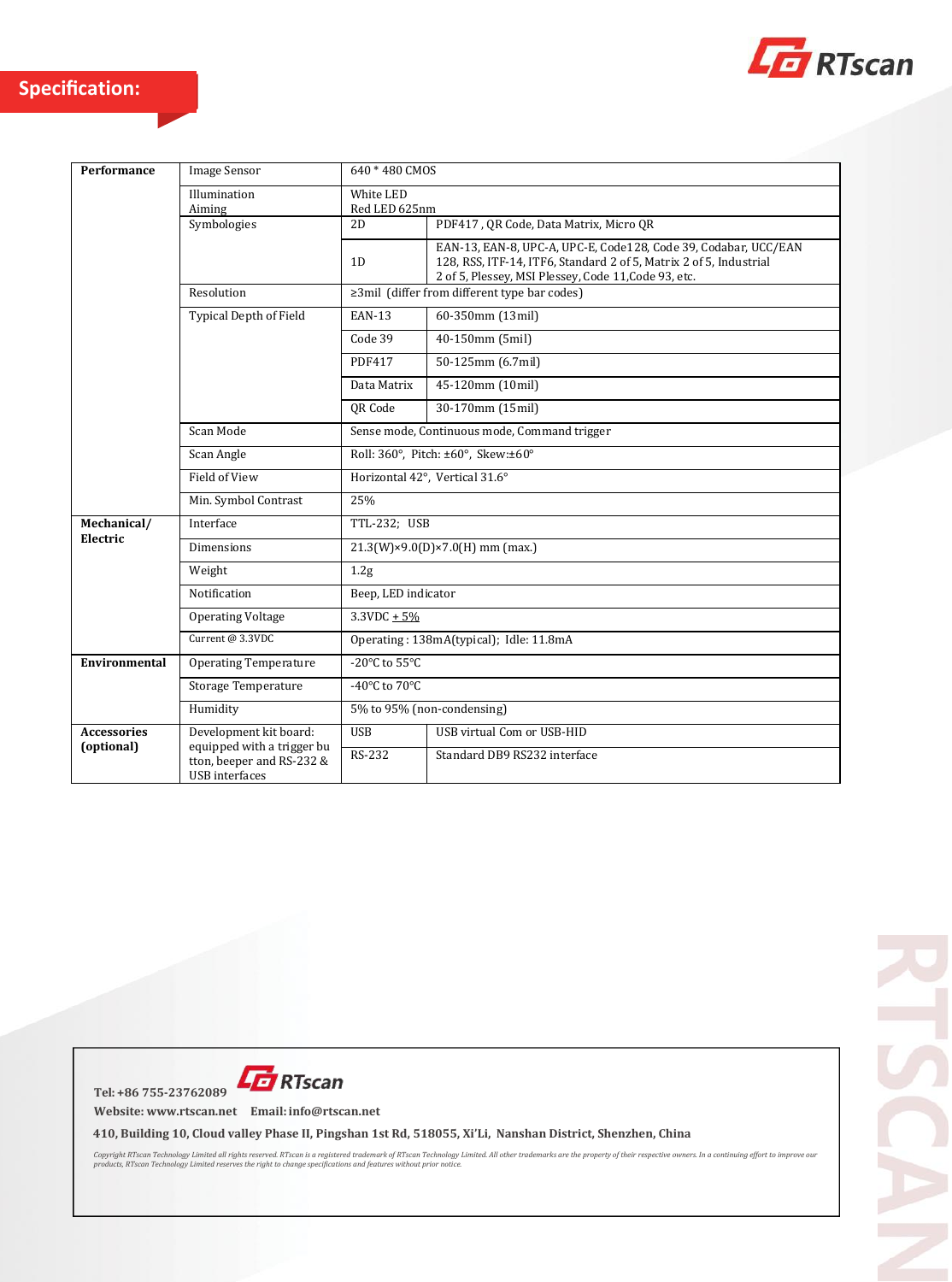## Specification:

| | | | |
|---|---|---|---|
| **Performance** | Image Sensor | 640 * 480 CMOS | |
| | Illumination<br>Aiming | White LED<br>Red LED 625nm | |
| | Symbologies | 2D | PDF417 , QR Code, Data Matrix, Micro QR |
| | | 1D | EAN-13, EAN-8, UPC-A, UPC-E, Code128, Code 39, Codabar, UCC/EAN 128, RSS, ITF-14, ITF6, Standard 2 of 5, Matrix 2 of 5, Industrial 2 of 5, Plessey, MSI Plessey, Code 11,Code 93, etc. |
| | Resolution | ≥3mil (differ from different type bar codes) | |
| | Typical Depth of Field | EAN-13 | 60-350mm (13mil) |
| | | Code 39 | 40-150mm (5mil) |
| | | PDF417 | 50-125mm (6.7mil) |
| | | Data Matrix | 45-120mm (10mil) |
| | | QR Code | 30-170mm (15mil) |
| | Scan Mode | Sense mode, Continuous mode, Command trigger | |
| | Scan Angle | Roll: 360°, Pitch: ±60°, Skew:±60° | |
| | Field of View | Horizontal 42°, Vertical 31.6° | |
| | Min. Symbol Contrast | 25% | |
| **Mechanical/ Electric** | Interface | TTL-232; USB | |
| | Dimensions | 21.3(W)×9.0(D)×7.0(H) mm (max.) | |
| | Weight | 1.2g | |
| | Notification | Beep, LED indicator | |
| | Operating Voltage | 3.3VDC + 5% | |
| | Current @ 3.3VDC | Operating : 138mA(typical); Idle: 11.8mA | |
| **Environmental** | Operating Temperature | -20°C to 55°C | |
| | Storage Temperature | -40°C to 70°C | |
| | Humidity | 5% to 95% (non-condensing) | |
| **Accessories (optional)** | Development kit board: equipped with a trigger button, beeper and RS-232 & USB interfaces | USB | USB virtual Com or USB-HID |
| | | RS-232 | Standard DB9 RS232 interface |

**Tel: +86 755-23762089**

**Website: www.rtscan.net Email: info@rtscan.net**

**410, Building 10, Cloud valley Phase II, Pingshan 1st Rd, 518055, Xi'Li, Nanshan District, Shenzhen, China**

*Copyright RTscan Technology Limited all rights reserved. RTscan is a registered trademark of RTscan Technology Limited. All other trademarks are the property of their respective owners. In a continuing effort to improve our products, RTscan Technology Limited reserves the right to change specifications and features without prior notice.*